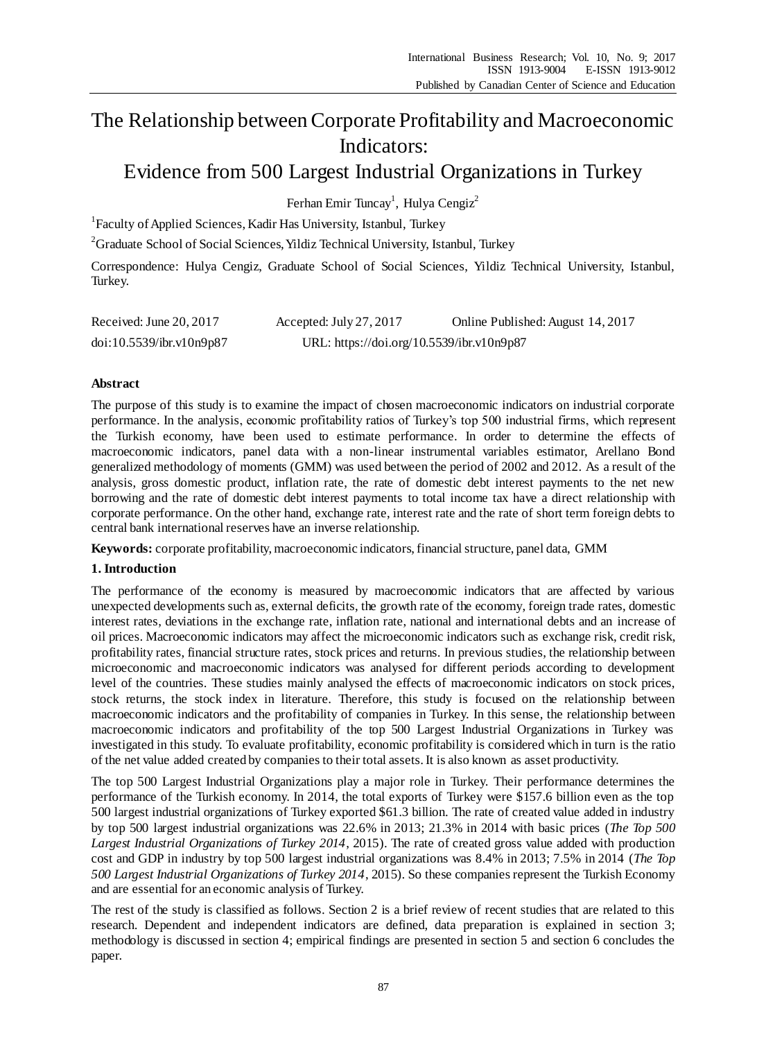# The Relationship between Corporate Profitability and Macroeconomic Indicators:
# Evidence from 500 Largest Industrial Organizations in Turkey

Ferhan Emir Tuncay[1], Hulya Cengiz[2]

[1]Faculty of Applied Sciences, Kadir Has University, Istanbul, Turkey

[2]Graduate School of Social Sciences, Yildiz Technical University, Istanbul, Turkey

Correspondence: Hulya Cengiz, Graduate School of Social Sciences, Yildiz Technical University, Istanbul, Turkey.

Received: June 20, 2017 Accepted: July 27, 2017 Online Published: August 14, 2017

doi:10.5539/ibr.v10n9p87 URL: https://doi.org/10.5539/ibr.v10n9p87

**Abstract**

The purpose of this study is to examine the impact of chosen macroeconomic indicators on industrial corporate performance. In the analysis, economic profitability ratios of Turkey's top 500 industrial firms, which represent the Turkish economy, have been used to estimate performance. In order to determine the effects of macroeconomic indicators, panel data with a non-linear instrumental variables estimator, Arellano Bond generalized methodology of moments (GMM) was used between the period of 2002 and 2012. As a result of the analysis, gross domestic product, inflation rate, the rate of domestic debt interest payments to the net new borrowing and the rate of domestic debt interest payments to total income tax have a direct relationship with corporate performance. On the other hand, exchange rate, interest rate and the rate of short term foreign debts to central bank international reserves have an inverse relationship.

**Keywords:** corporate profitability, macroeconomic indicators, financial structure, panel data, GMM

## 1. Introduction

The performance of the economy is measured by macroeconomic indicators that are affected by various unexpected developments such as, external deficits, the growth rate of the economy, foreign trade rates, domestic interest rates, deviations in the exchange rate, inflation rate, national and international debts and an increase of oil prices. Macroeconomic indicators may affect the microeconomic indicators such as exchange risk, credit risk, profitability rates, financial structure rates, stock prices and returns. In previous studies, the relationship between microeconomic and macroeconomic indicators was analysed for different periods according to development level of the countries. These studies mainly analysed the effects of macroeconomic indicators on stock prices, stock returns, the stock index in literature. Therefore, this study is focused on the relationship between macroeconomic indicators and the profitability of companies in Turkey. In this sense, the relationship between macroeconomic indicators and profitability of the top 500 Largest Industrial Organizations in Turkey was investigated in this study. To evaluate profitability, economic profitability is considered which in turn is the ratio of the net value added created by companies to their total assets. It is also known as asset productivity.

The top 500 Largest Industrial Organizations play a major role in Turkey. Their performance determines the performance of the Turkish economy. In 2014, the total exports of Turkey were $157.6 billion even as the top 500 largest industrial organizations of Turkey exported $61.3 billion. The rate of created value added in industry by top 500 largest industrial organizations was 22.6% in 2013; 21.3% in 2014 with basic prices (*The Top 500 Largest Industrial Organizations of Turkey 2014*, 2015). The rate of created gross value added with production cost and GDP in industry by top 500 largest industrial organizations was 8.4% in 2013; 7.5% in 2014 (*The Top 500 Largest Industrial Organizations of Turkey 2014*, 2015). So these companies represent the Turkish Economy and are essential for an economic analysis of Turkey.

The rest of the study is classified as follows. Section 2 is a brief review of recent studies that are related to this research. Dependent and independent indicators are defined, data preparation is explained in section 3; methodology is discussed in section 4; empirical findings are presented in section 5 and section 6 concludes the paper.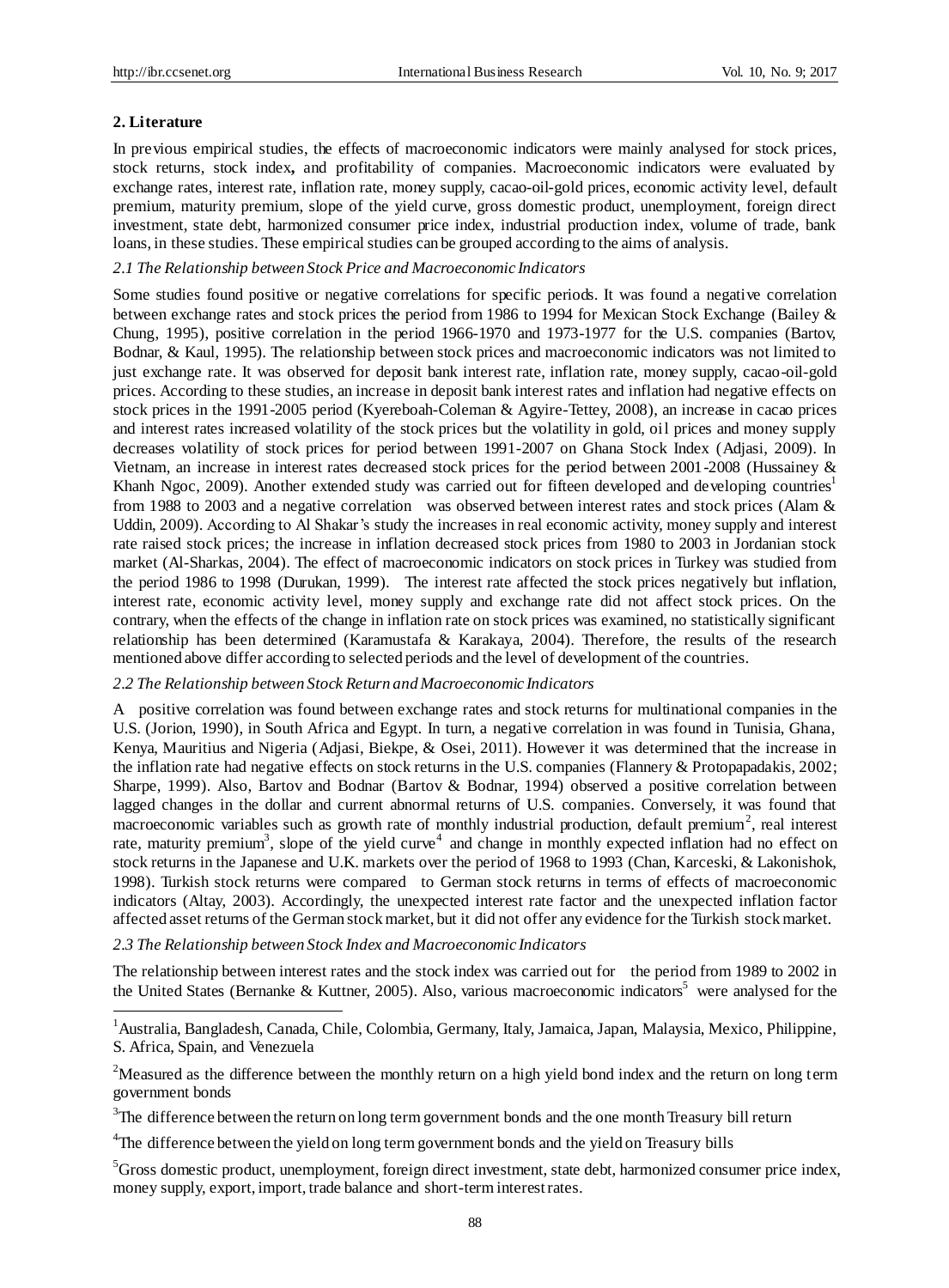## 2. Literature

In previous empirical studies, the effects of macroeconomic indicators were mainly analysed for stock prices, stock returns, stock index**,** and profitability of companies. Macroeconomic indicators were evaluated by exchange rates, interest rate, inflation rate, money supply, cacao-oil-gold prices, economic activity level, default premium, maturity premium, slope of the yield curve, gross domestic product, unemployment, foreign direct investment, state debt, harmonized consumer price index, industrial production index, volume of trade, bank loans, in these studies. These empirical studies can be grouped according to the aims of analysis.

### *2.1 The Relationship between Stock Price and Macroeconomic Indicators*

Some studies found positive or negative correlations for specific periods. It was found a negative correlation between exchange rates and stock prices the period from 1986 to 1994 for Mexican Stock Exchange (Bailey & Chung, 1995), positive correlation in the period 1966-1970 and 1973-1977 for the U.S. companies (Bartov, Bodnar, & Kaul, 1995). The relationship between stock prices and macroeconomic indicators was not limited to just exchange rate. It was observed for deposit bank interest rate, inflation rate, money supply, cacao-oil-gold prices. According to these studies, an increase in deposit bank interest rates and inflation had negative effects on stock prices in the 1991-2005 period (Kyereboah-Coleman & Agyire-Tettey, 2008), an increase in cacao prices and interest rates increased volatility of the stock prices but the volatility in gold, oil prices and money supply decreases volatility of stock prices for period between 1991-2007 on Ghana Stock Index (Adjasi, 2009). In Vietnam, an increase in interest rates decreased stock prices for the period between 2001-2008 (Hussainey & Khanh Ngoc, 2009). Another extended study was carried out for fifteen developed and developing countries[1] from 1988 to 2003 and a negative correlation was observed between interest rates and stock prices (Alam & Uddin, 2009). According to Al Shakar's study the increases in real economic activity, money supply and interest rate raised stock prices; the increase in inflation decreased stock prices from 1980 to 2003 in Jordanian stock market (Al-Sharkas, 2004). The effect of macroeconomic indicators on stock prices in Turkey was studied from the period 1986 to 1998 (Durukan, 1999). The interest rate affected the stock prices negatively but inflation, interest rate, economic activity level, money supply and exchange rate did not affect stock prices. On the contrary, when the effects of the change in inflation rate on stock prices was examined, no statistically significant relationship has been determined (Karamustafa & Karakaya, 2004). Therefore, the results of the research mentioned above differ according to selected periods and the level of development of the countries.

### *2.2 The Relationship between Stock Return and Macroeconomic Indicators*

A positive correlation was found between exchange rates and stock returns for multinational companies in the U.S. (Jorion, 1990), in South Africa and Egypt. In turn, a negative correlation in was found in Tunisia, Ghana, Kenya, Mauritius and Nigeria (Adjasi, Biekpe, & Osei, 2011). However it was determined that the increase in the inflation rate had negative effects on stock returns in the U.S. companies (Flannery & Protopapadakis, 2002; Sharpe, 1999). Also, Bartov and Bodnar (Bartov & Bodnar, 1994) observed a positive correlation between lagged changes in the dollar and current abnormal returns of U.S. companies. Conversely, it was found that macroeconomic variables such as growth rate of monthly industrial production, default premium[2], real interest rate, maturity premium[3], slope of the yield curve[4] and change in monthly expected inflation had no effect on stock returns in the Japanese and U.K. markets over the period of 1968 to 1993 (Chan, Karceski, & Lakonishok, 1998). Turkish stock returns were compared to German stock returns in terms of effects of macroeconomic indicators (Altay, 2003). Accordingly, the unexpected interest rate factor and the unexpected inflation factor affected asset returns of the German stock market, but it did not offer any evidence for the Turkish stock market.

### *2.3 The Relationship between Stock Index and Macroeconomic Indicators*

The relationship between interest rates and the stock index was carried out for the period from 1989 to 2002 in the United States (Bernanke & Kuttner, 2005). Also, various macroeconomic indicators[5] were analysed for the

---

[1] Australia, Bangladesh, Canada, Chile, Colombia, Germany, Italy, Jamaica, Japan, Malaysia, Mexico, Philippine, S. Africa, Spain, and Venezuela

[2] Measured as the difference between the monthly return on a high yield bond index and the return on long term government bonds

[3] The difference between the return on long term government bonds and the one month Treasury bill return

[4] The difference between the yield on long term government bonds and the yield on Treasury bills

[5] Gross domestic product, unemployment, foreign direct investment, state debt, harmonized consumer price index, money supply, export, import, trade balance and short-term interest rates.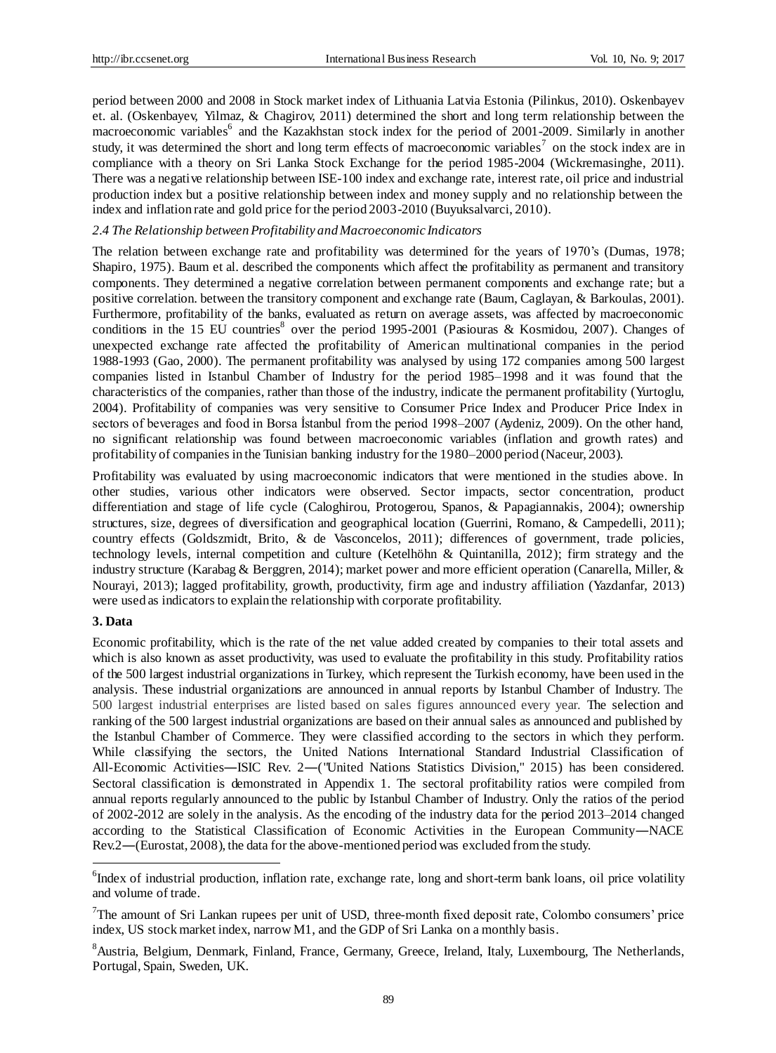period between 2000 and 2008 in Stock market index of Lithuania Latvia Estonia (Pilinkus, 2010). Oskenbayev et. al. (Oskenbayev, Yilmaz, & Chagirov, 2011) determined the short and long term relationship between the macroeconomic variables[6] and the Kazakhstan stock index for the period of 2001-2009. Similarly in another study, it was determined the short and long term effects of macroeconomic variables[7] on the stock index are in compliance with a theory on Sri Lanka Stock Exchange for the period 1985-2004 (Wickremasinghe, 2011). There was a negative relationship between ISE-100 index and exchange rate, interest rate, oil price and industrial production index but a positive relationship between index and money supply and no relationship between the index and inflation rate and gold price for the period 2003-2010 (Buyuksalvarci, 2010).

### *2.4 The Relationship between Profitability and Macroeconomic Indicators*

The relation between exchange rate and profitability was determined for the years of 1970's (Dumas, 1978; Shapiro, 1975). Baum et al. described the components which affect the profitability as permanent and transitory components. They determined a negative correlation between permanent components and exchange rate; but a positive correlation. between the transitory component and exchange rate (Baum, Caglayan, & Barkoulas, 2001). Furthermore, profitability of the banks, evaluated as return on average assets, was affected by macroeconomic conditions in the 15 EU countries[8] over the period 1995-2001 (Pasiouras & Kosmidou, 2007). Changes of unexpected exchange rate affected the profitability of American multinational companies in the period 1988-1993 (Gao, 2000). The permanent profitability was analysed by using 172 companies among 500 largest companies listed in Istanbul Chamber of Industry for the period 1985–1998 and it was found that the characteristics of the companies, rather than those of the industry, indicate the permanent profitability (Yurtoglu, 2004). Profitability of companies was very sensitive to Consumer Price Index and Producer Price Index in sectors of beverages and food in Borsa İstanbul from the period 1998–2007 (Aydeniz, 2009). On the other hand, no significant relationship was found between macroeconomic variables (inflation and growth rates) and profitability of companies in the Tunisian banking industry for the 1980–2000 period (Naceur, 2003).

Profitability was evaluated by using macroeconomic indicators that were mentioned in the studies above. In other studies, various other indicators were observed. Sector impacts, sector concentration, product differentiation and stage of life cycle (Caloghirou, Protogerou, Spanos, & Papagiannakis, 2004); ownership structures, size, degrees of diversification and geographical location (Guerrini, Romano, & Campedelli, 2011); country effects (Goldszmidt, Brito, & de Vasconcelos, 2011); differences of government, trade policies, technology levels, internal competition and culture (Ketelhöhn & Quintanilla, 2012); firm strategy and the industry structure (Karabag & Berggren, 2014); market power and more efficient operation (Canarella, Miller, & Nourayi, 2013); lagged profitability, growth, productivity, firm age and industry affiliation (Yazdanfar, 2013) were used as indicators to explain the relationship with corporate profitability.

## 3. Data

Economic profitability, which is the rate of the net value added created by companies to their total assets and which is also known as asset productivity, was used to evaluate the profitability in this study. Profitability ratios of the 500 largest industrial organizations in Turkey, which represent the Turkish economy, have been used in the analysis. These industrial organizations are announced in annual reports by Istanbul Chamber of Industry. The 500 largest industrial enterprises are listed based on sales figures announced every year. The selection and ranking of the 500 largest industrial organizations are based on their annual sales as announced and published by the Istanbul Chamber of Commerce. They were classified according to the sectors in which they perform. While classifying the sectors, the United Nations International Standard Industrial Classification of All-Economic Activities—ISIC Rev. 2—("United Nations Statistics Division," 2015) has been considered. Sectoral classification is demonstrated in Appendix 1. The sectoral profitability ratios were compiled from annual reports regularly announced to the public by Istanbul Chamber of Industry. Only the ratios of the period of 2002-2012 are solely in the analysis. As the encoding of the industry data for the period 2013–2014 changed according to the Statistical Classification of Economic Activities in the European Community—NACE Rev.2—(Eurostat, 2008), the data for the above-mentioned period was excluded from the study.

---

[6] Index of industrial production, inflation rate, exchange rate, long and short-term bank loans, oil price volatility and volume of trade.

[7] The amount of Sri Lankan rupees per unit of USD, three-month fixed deposit rate, Colombo consumers' price index, US stock market index, narrow M1, and the GDP of Sri Lanka on a monthly basis.

[8] Austria, Belgium, Denmark, Finland, France, Germany, Greece, Ireland, Italy, Luxembourg, The Netherlands, Portugal, Spain, Sweden, UK.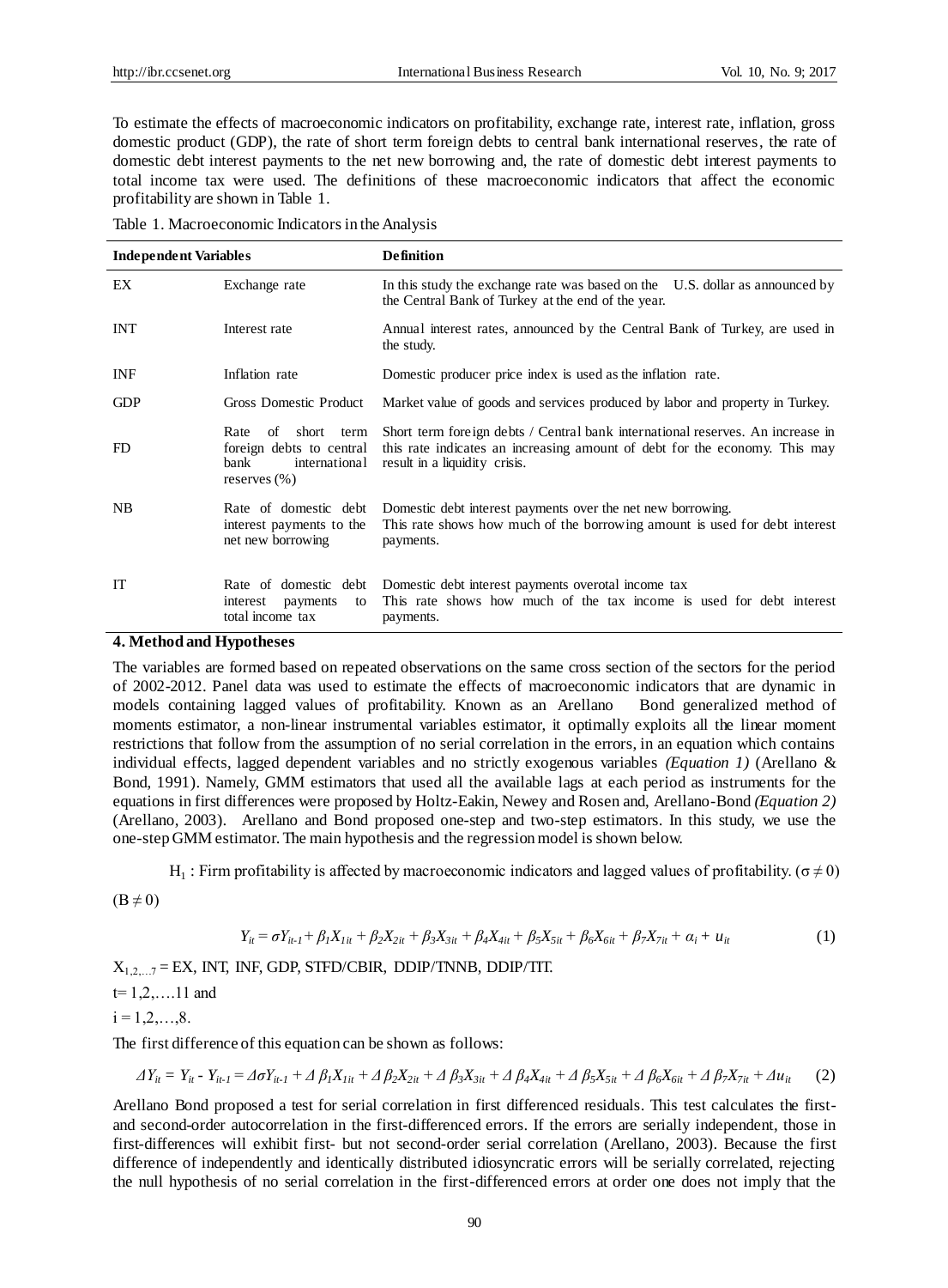To estimate the effects of macroeconomic indicators on profitability, exchange rate, interest rate, inflation, gross domestic product (GDP), the rate of short term foreign debts to central bank international reserves, the rate of domestic debt interest payments to the net new borrowing and, the rate of domestic debt interest payments to total income tax were used. The definitions of these macroeconomic indicators that affect the economic profitability are shown in Table 1.

Table 1. Macroeconomic Indicators in the Analysis

| **Independent Variables** | | **Definition** |
|---|---|---|
| EX | Exchange rate | In this study the exchange rate was based on the U.S. dollar as announced by the Central Bank of Turkey at the end of the year. |
| INT | Interest rate | Annual interest rates, announced by the Central Bank of Turkey, are used in the study. |
| INF | Inflation rate | Domestic producer price index is used as the inflation rate. |
| GDP | Gross Domestic Product | Market value of goods and services produced by labor and property in Turkey. |
| FD | Rate of short term foreign debts to central bank international reserves (%) | Short term foreign debts / Central bank international reserves. An increase in this rate indicates an increasing amount of debt for the economy. This may result in a liquidity crisis. |
| NB | Rate of domestic debt interest payments to the net new borrowing | Domestic debt interest payments over the net new borrowing. This rate shows how much of the borrowing amount is used for debt interest payments. |
| IT | Rate of domestic debt interest payments to total income tax | Domestic debt interest payments overotal income tax This rate shows how much of the tax income is used for debt interest payments. |

## 4. Method and Hypotheses

The variables are formed based on repeated observations on the same cross section of the sectors for the period of 2002-2012. Panel data was used to estimate the effects of macroeconomic indicators that are dynamic in models containing lagged values of profitability. Known as an Arellano Bond generalized method of moments estimator, a non-linear instrumental variables estimator, it optimally exploits all the linear moment restrictions that follow from the assumption of no serial correlation in the errors, in an equation which contains individual effects, lagged dependent variables and no strictly exogenous variables *(Equation 1)* (Arellano & Bond, 1991). Namely, GMM estimators that used all the available lags at each period as instruments for the equations in first differences were proposed by Holtz-Eakin, Newey and Rosen and, Arellano-Bond *(Equation 2)* (Arellano, 2003). Arellano and Bond proposed one-step and two-step estimators. In this study, we use the one-step GMM estimator. The main hypothesis and the regression model is shown below.

$H_1$ : Firm profitability is affected by macroeconomic indicators and lagged values of profitability. ($\sigma \neq 0$) ($B \neq 0$)

$$Y_{it} = \sigma Y_{it-1} + \beta_1 X_{1it} + \beta_2 X_{2it} + \beta_3 X_{3it} + \beta_4 X_{4it} + \beta_5 X_{5it} + \beta_6 X_{6it} + \beta_7 X_{7it} + \alpha_i + u_{it} \quad (1)$$

$X_{1,2,\ldots 7}$ = EX, INT, INF, GDP, STFD/CBIR, DDIP/TNNB, DDIP/TIT.

$t = 1,2,\ldots.11$ and

$i = 1,2,\ldots,8$.

The first difference of this equation can be shown as follows:

$$\Delta Y_{it} = Y_{it} - Y_{it-1} = \Delta\sigma Y_{it-1} + \Delta\, \beta_1 X_{1it} + \Delta\, \beta_2 X_{2it} + \Delta\, \beta_3 X_{3it} + \Delta\, \beta_4 X_{4it} + \Delta\, \beta_5 X_{5it} + \Delta\, \beta_6 X_{6it} + \Delta\, \beta_7 X_{7it} + \Delta u_{it} \quad (2)$$

Arellano Bond proposed a test for serial correlation in first differenced residuals. This test calculates the first- and second-order autocorrelation in the first-differenced errors. If the errors are serially independent, those in first-differences will exhibit first- but not second-order serial correlation (Arellano, 2003). Because the first difference of independently and identically distributed idiosyncratic errors will be serially correlated, rejecting the null hypothesis of no serial correlation in the first-differenced errors at order one does not imply that the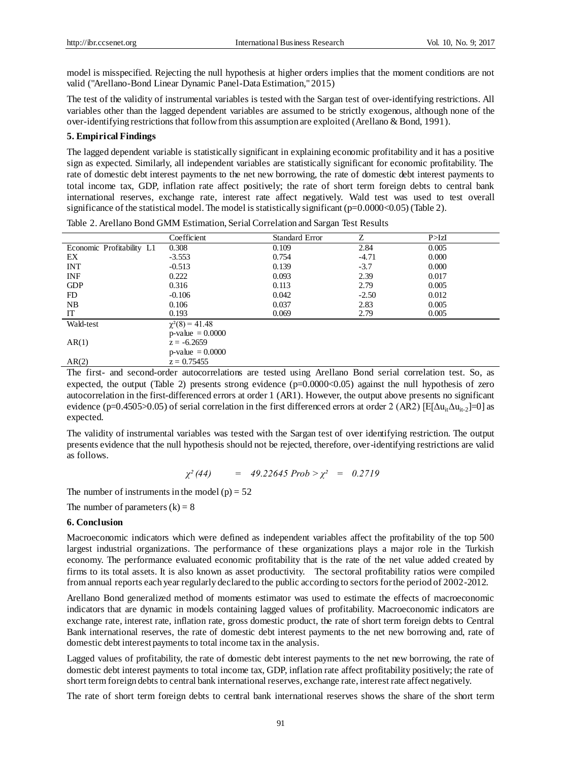model is misspecified. Rejecting the null hypothesis at higher orders implies that the moment conditions are not valid ("Arellano-Bond Linear Dynamic Panel-Data Estimation," 2015)

The test of the validity of instrumental variables is tested with the Sargan test of over-identifying restrictions. All variables other than the lagged dependent variables are assumed to be strictly exogenous, although none of the over-identifying restrictions that follow from this assumption are exploited (Arellano & Bond, 1991).

### 5. Empirical Findings

The lagged dependent variable is statistically significant in explaining economic profitability and it has a positive sign as expected. Similarly, all independent variables are statistically significant for economic profitability. The rate of domestic debt interest payments to the net new borrowing, the rate of domestic debt interest payments to total income tax, GDP, inflation rate affect positively; the rate of short term foreign debts to central bank international reserves, exchange rate, interest rate affect negatively. Wald test was used to test overall significance of the statistical model. The model is statistically significant ($p=0.0000<0.05$) (Table 2).

Table 2. Arellano Bond GMM Estimation, Serial Correlation and Sargan Test Results

| | Coefficient | Standard Error | Z | P>IzI |
|---|---|---|---|---|
| Economic Profitability L1 | 0.308 | 0.109 | 2.84 | 0.005 |
| EX | -3.553 | 0.754 | -4.71 | 0.000 |
| INT | -0.513 | 0.139 | -3.7 | 0.000 |
| INF | 0.222 | 0.093 | 2.39 | 0.017 |
| GDP | 0.316 | 0.113 | 2.79 | 0.005 |
| FD | -0.106 | 0.042 | -2.50 | 0.012 |
| NB | 0.106 | 0.037 | 2.83 | 0.005 |
| IT | 0.193 | 0.069 | 2.79 | 0.005 |
| Wald-test | $\chi^2(8) = 41.48$ | | | |
| | p-value = 0.0000 | | | |
| AR(1) | z = -6.2659 | | | |
| | p-value = 0.0000 | | | |
| AR(2) | z = 0.75455 | | | |

The first- and second-order autocorrelations are tested using Arellano Bond serial correlation test. So, as expected, the output (Table 2) presents strong evidence ($p=0.0000<0.05$) against the null hypothesis of zero autocorrelation in the first-differenced errors at order 1 (AR1). However, the output above presents no significant evidence ($p=0.4505>0.05$) of serial correlation in the first differenced errors at order 2 (AR2) $[E[\Delta u_{it}\Delta u_{it-2}]=0]$ as expected.

The validity of instrumental variables was tested with the Sargan test of over identifying restriction. The output presents evidence that the null hypothesis should not be rejected, therefore, over-identifying restrictions are valid as follows.

$$\chi^2(44) \quad = \quad 49.22645 \quad Prob > \chi^2 \quad = \quad 0.2719$$

The number of instruments in the model (p) = 52

The number of parameters (k) = 8

### 6. Conclusion

Macroeconomic indicators which were defined as independent variables affect the profitability of the top 500 largest industrial organizations. The performance of these organizations plays a major role in the Turkish economy. The performance evaluated economic profitability that is the rate of the net value added created by firms to its total assets. It is also known as asset productivity. The sectoral profitability ratios were compiled from annual reports each year regularly declared to the public according to sectors for the period of 2002-2012.

Arellano Bond generalized method of moments estimator was used to estimate the effects of macroeconomic indicators that are dynamic in models containing lagged values of profitability. Macroeconomic indicators are exchange rate, interest rate, inflation rate, gross domestic product, the rate of short term foreign debts to Central Bank international reserves, the rate of domestic debt interest payments to the net new borrowing and, rate of domestic debt interest payments to total income tax in the analysis.

Lagged values of profitability, the rate of domestic debt interest payments to the net new borrowing, the rate of domestic debt interest payments to total income tax, GDP, inflation rate affect profitability positively; the rate of short term foreign debts to central bank international reserves, exchange rate, interest rate affect negatively.

The rate of short term foreign debts to central bank international reserves shows the share of the short term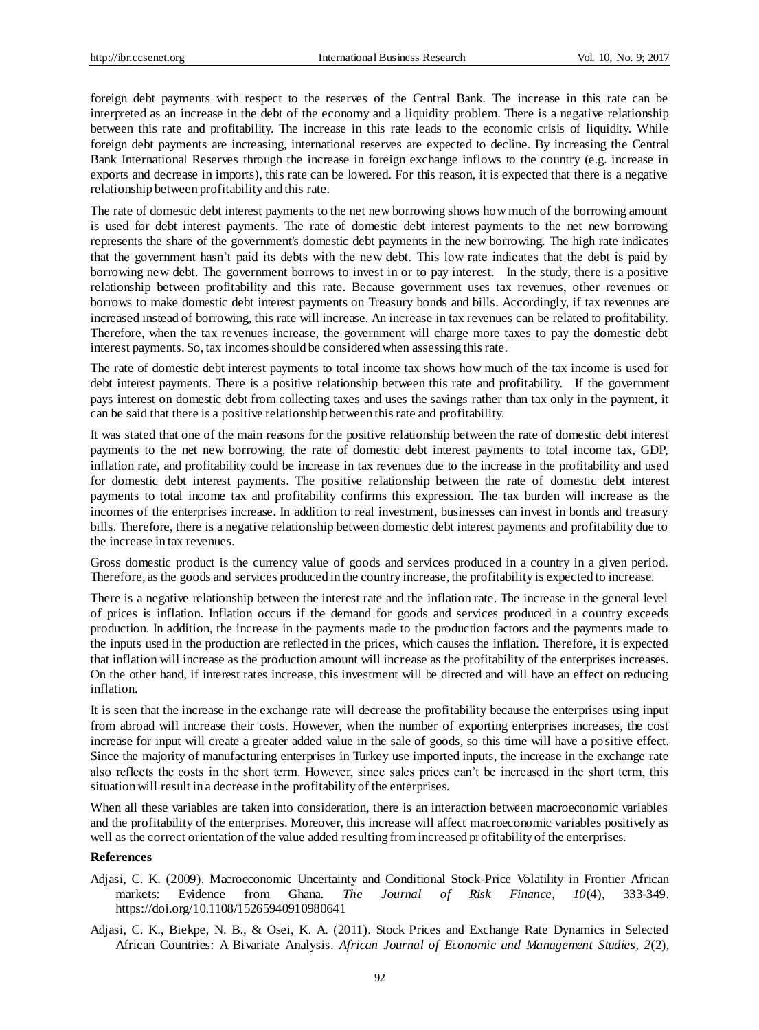foreign debt payments with respect to the reserves of the Central Bank. The increase in this rate can be interpreted as an increase in the debt of the economy and a liquidity problem. There is a negative relationship between this rate and profitability. The increase in this rate leads to the economic crisis of liquidity. While foreign debt payments are increasing, international reserves are expected to decline. By increasing the Central Bank International Reserves through the increase in foreign exchange inflows to the country (e.g. increase in exports and decrease in imports), this rate can be lowered. For this reason, it is expected that there is a negative relationship between profitability and this rate.

The rate of domestic debt interest payments to the net new borrowing shows how much of the borrowing amount is used for debt interest payments. The rate of domestic debt interest payments to the net new borrowing represents the share of the government's domestic debt payments in the new borrowing. The high rate indicates that the government hasn't paid its debts with the new debt. This low rate indicates that the debt is paid by borrowing new debt. The government borrows to invest in or to pay interest. In the study, there is a positive relationship between profitability and this rate. Because government uses tax revenues, other revenues or borrows to make domestic debt interest payments on Treasury bonds and bills. Accordingly, if tax revenues are increased instead of borrowing, this rate will increase. An increase in tax revenues can be related to profitability. Therefore, when the tax revenues increase, the government will charge more taxes to pay the domestic debt interest payments. So, tax incomes should be considered when assessing this rate.

The rate of domestic debt interest payments to total income tax shows how much of the tax income is used for debt interest payments. There is a positive relationship between this rate and profitability. If the government pays interest on domestic debt from collecting taxes and uses the savings rather than tax only in the payment, it can be said that there is a positive relationship between this rate and profitability.

It was stated that one of the main reasons for the positive relationship between the rate of domestic debt interest payments to the net new borrowing, the rate of domestic debt interest payments to total income tax, GDP, inflation rate, and profitability could be increase in tax revenues due to the increase in the profitability and used for domestic debt interest payments. The positive relationship between the rate of domestic debt interest payments to total income tax and profitability confirms this expression. The tax burden will increase as the incomes of the enterprises increase. In addition to real investment, businesses can invest in bonds and treasury bills. Therefore, there is a negative relationship between domestic debt interest payments and profitability due to the increase in tax revenues.

Gross domestic product is the currency value of goods and services produced in a country in a given period. Therefore, as the goods and services produced in the country increase, the profitability is expected to increase.

There is a negative relationship between the interest rate and the inflation rate. The increase in the general level of prices is inflation. Inflation occurs if the demand for goods and services produced in a country exceeds production. In addition, the increase in the payments made to the production factors and the payments made to the inputs used in the production are reflected in the prices, which causes the inflation. Therefore, it is expected that inflation will increase as the production amount will increase as the profitability of the enterprises increases. On the other hand, if interest rates increase, this investment will be directed and will have an effect on reducing inflation.

It is seen that the increase in the exchange rate will decrease the profitability because the enterprises using input from abroad will increase their costs. However, when the number of exporting enterprises increases, the cost increase for input will create a greater added value in the sale of goods, so this time will have a positive effect. Since the majority of manufacturing enterprises in Turkey use imported inputs, the increase in the exchange rate also reflects the costs in the short term. However, since sales prices can't be increased in the short term, this situation will result in a decrease in the profitability of the enterprises.

When all these variables are taken into consideration, there is an interaction between macroeconomic variables and the profitability of the enterprises. Moreover, this increase will affect macroeconomic variables positively as well as the correct orientation of the value added resulting from increased profitability of the enterprises.

## References

Adjasi, C. K. (2009). Macroeconomic Uncertainty and Conditional Stock-Price Volatility in Frontier African markets: Evidence from Ghana. *The Journal of Risk Finance, 10*(4), 333-349. https://doi.org/10.1108/15265940910980641

Adjasi, C. K., Biekpe, N. B., & Osei, K. A. (2011). Stock Prices and Exchange Rate Dynamics in Selected African Countries: A Bivariate Analysis. *African Journal of Economic and Management Studies, 2*(2),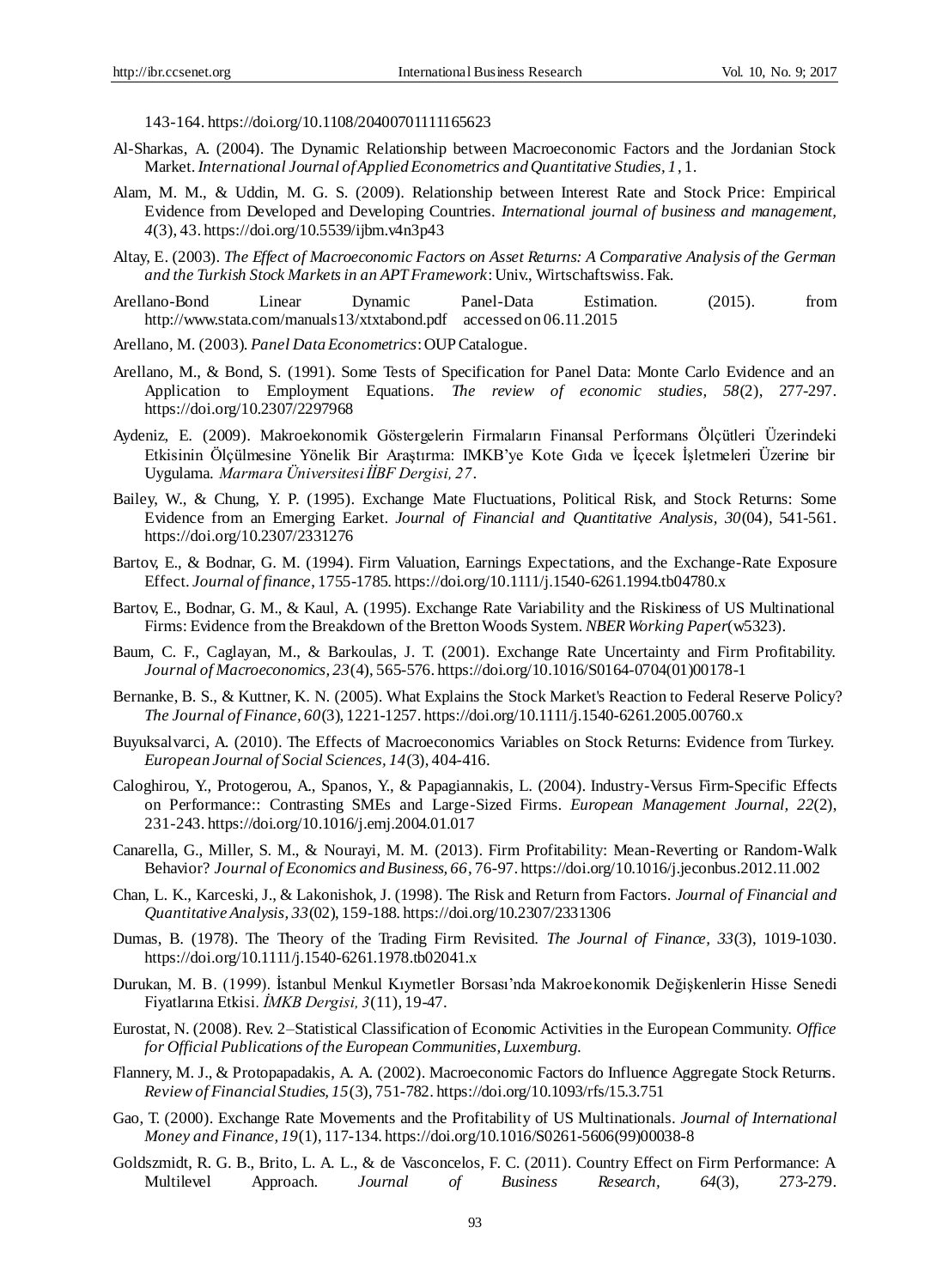143-164. https://doi.org/10.1108/20400701111165623

Al-Sharkas, A. (2004). The Dynamic Relationship between Macroeconomic Factors and the Jordanian Stock Market. *International Journal of Applied Econometrics and Quantitative Studies, 1*, 1.

Alam, M. M., & Uddin, M. G. S. (2009). Relationship between Interest Rate and Stock Price: Empirical Evidence from Developed and Developing Countries. *International journal of business and management, 4*(3), 43. https://doi.org/10.5539/ijbm.v4n3p43

Altay, E. (2003). *The Effect of Macroeconomic Factors on Asset Returns: A Comparative Analysis of the German and the Turkish Stock Markets in an APT Framework*: Univ., Wirtschaftswiss. Fak.

Arellano-Bond Linear Dynamic Panel-Data Estimation. (2015). from http://www.stata.com/manuals13/xtxtabond.pdf accessed on 06.11.2015

Arellano, M. (2003). *Panel Data Econometrics*: OUP Catalogue.

Arellano, M., & Bond, S. (1991). Some Tests of Specification for Panel Data: Monte Carlo Evidence and an Application to Employment Equations. *The review of economic studies, 58*(2), 277-297. https://doi.org/10.2307/2297968

Aydeniz, E. (2009). Makroekonomik Göstergelerin Firmaların Finansal Performans Ölçütleri Üzerindeki Etkisinin Ölçülmesine Yönelik Bir Araştırma: IMKB'ye Kote Gıda ve İçecek İşletmeleri Üzerine bir Uygulama. *Marmara Üniversitesi İİBF Dergisi, 27*.

Bailey, W., & Chung, Y. P. (1995). Exchange Mate Fluctuations, Political Risk, and Stock Returns: Some Evidence from an Emerging Earket. *Journal of Financial and Quantitative Analysis, 30*(04), 541-561. https://doi.org/10.2307/2331276

Bartov, E., & Bodnar, G. M. (1994). Firm Valuation, Earnings Expectations, and the Exchange-Rate Exposure Effect. *Journal of finance*, 1755-1785. https://doi.org/10.1111/j.1540-6261.1994.tb04780.x

Bartov, E., Bodnar, G. M., & Kaul, A. (1995). Exchange Rate Variability and the Riskiness of US Multinational Firms: Evidence from the Breakdown of the Bretton Woods System. *NBER Working Paper*(w5323).

Baum, C. F., Caglayan, M., & Barkoulas, J. T. (2001). Exchange Rate Uncertainty and Firm Profitability. *Journal of Macroeconomics, 23*(4), 565-576. https://doi.org/10.1016/S0164-0704(01)00178-1

Bernanke, B. S., & Kuttner, K. N. (2005). What Explains the Stock Market's Reaction to Federal Reserve Policy? *The Journal of Finance, 60*(3), 1221-1257. https://doi.org/10.1111/j.1540-6261.2005.00760.x

Buyuksalvarci, A. (2010). The Effects of Macroeconomics Variables on Stock Returns: Evidence from Turkey. *European Journal of Social Sciences, 14*(3), 404-416.

Caloghirou, Y., Protogerou, A., Spanos, Y., & Papagiannakis, L. (2004). Industry-Versus Firm-Specific Effects on Performance:: Contrasting SMEs and Large-Sized Firms. *European Management Journal, 22*(2), 231-243. https://doi.org/10.1016/j.emj.2004.01.017

Canarella, G., Miller, S. M., & Nourayi, M. M. (2013). Firm Profitability: Mean-Reverting or Random-Walk Behavior? *Journal of Economics and Business, 66*, 76-97. https://doi.org/10.1016/j.jeconbus.2012.11.002

Chan, L. K., Karceski, J., & Lakonishok, J. (1998). The Risk and Return from Factors. *Journal of Financial and Quantitative Analysis, 33*(02), 159-188. https://doi.org/10.2307/2331306

Dumas, B. (1978). The Theory of the Trading Firm Revisited. *The Journal of Finance, 33*(3), 1019-1030. https://doi.org/10.1111/j.1540-6261.1978.tb02041.x

Durukan, M. B. (1999). İstanbul Menkul Kıymetler Borsası'nda Makroekonomik Değişkenlerin Hisse Senedi Fiyatlarına Etkisi. *İMKB Dergisi, 3*(11), 19-47.

Eurostat, N. (2008). Rev. 2–Statistical Classification of Economic Activities in the European Community. *Office for Official Publications of the European Communities, Luxemburg.*

Flannery, M. J., & Protopapadakis, A. A. (2002). Macroeconomic Factors do Influence Aggregate Stock Returns. *Review of Financial Studies, 15*(3), 751-782. https://doi.org/10.1093/rfs/15.3.751

Gao, T. (2000). Exchange Rate Movements and the Profitability of US Multinationals. *Journal of International Money and Finance, 19*(1), 117-134. https://doi.org/10.1016/S0261-5606(99)00038-8

Goldszmidt, R. G. B., Brito, L. A. L., & de Vasconcelos, F. C. (2011). Country Effect on Firm Performance: A Multilevel Approach. *Journal of Business Research, 64*(3), 273-279.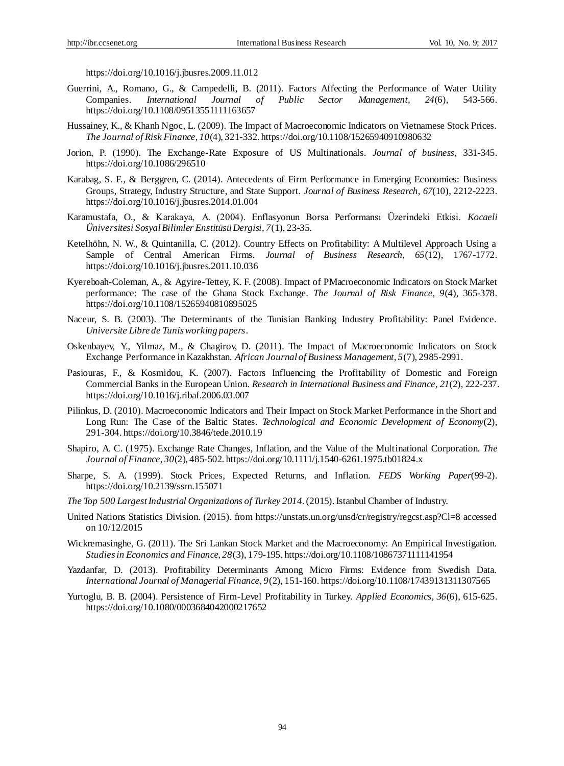https://doi.org/10.1016/j.jbusres.2009.11.012

Guerrini, A., Romano, G., & Campedelli, B. (2011). Factors Affecting the Performance of Water Utility Companies. *International Journal of Public Sector Management, 24*(6), 543-566. https://doi.org/10.1108/09513551111163657

Hussainey, K., & Khanh Ngoc, L. (2009). The Impact of Macroeconomic Indicators on Vietnamese Stock Prices. *The Journal of Risk Finance, 10*(4), 321-332. https://doi.org/10.1108/15265940910980632

Jorion, P. (1990). The Exchange-Rate Exposure of US Multinationals. *Journal of business*, 331-345. https://doi.org/10.1086/296510

Karabag, S. F., & Berggren, C. (2014). Antecedents of Firm Performance in Emerging Economies: Business Groups, Strategy, Industry Structure, and State Support. *Journal of Business Research, 67*(10), 2212-2223. https://doi.org/10.1016/j.jbusres.2014.01.004

Karamustafa, O., & Karakaya, A. (2004). Enflasyonun Borsa Performansı Üzerindeki Etkisi. *Kocaeli Üniversitesi Sosyal Bilimler Enstitüsü Dergisi, 7*(1), 23-35.

Ketelhöhn, N. W., & Quintanilla, C. (2012). Country Effects on Profitability: A Multilevel Approach Using a Sample of Central American Firms. *Journal of Business Research, 65*(12), 1767-1772. https://doi.org/10.1016/j.jbusres.2011.10.036

Kyereboah-Coleman, A., & Agyire-Tettey, K. F. (2008). Impact of PMacroeconomic Indicators on Stock Market performance: The case of the Ghana Stock Exchange. *The Journal of Risk Finance, 9*(4), 365-378. https://doi.org/10.1108/15265940810895025

Naceur, S. B. (2003). The Determinants of the Tunisian Banking Industry Profitability: Panel Evidence. *Universite Libre de Tunis working papers*.

Oskenbayev, Y., Yilmaz, M., & Chagirov, D. (2011). The Impact of Macroeconomic Indicators on Stock Exchange Performance in Kazakhstan. *African Journal of Business Management, 5*(7), 2985-2991.

Pasiouras, F., & Kosmidou, K. (2007). Factors Influencing the Profitability of Domestic and Foreign Commercial Banks in the European Union. *Research in International Business and Finance, 21*(2), 222-237. https://doi.org/10.1016/j.ribaf.2006.03.007

Pilinkus, D. (2010). Macroeconomic Indicators and Their Impact on Stock Market Performance in the Short and Long Run: The Case of the Baltic States. *Technological and Economic Development of Economy*(2), 291-304. https://doi.org/10.3846/tede.2010.19

Shapiro, A. C. (1975). Exchange Rate Changes, Inflation, and the Value of the Multinational Corporation. *The Journal of Finance, 30*(2), 485-502. https://doi.org/10.1111/j.1540-6261.1975.tb01824.x

Sharpe, S. A. (1999). Stock Prices, Expected Returns, and Inflation. *FEDS Working Paper*(99-2). https://doi.org/10.2139/ssrn.155071

*The Top 500 Largest Industrial Organizations of Turkey 2014*. (2015). Istanbul Chamber of Industry.

United Nations Statistics Division. (2015). from https://unstats.un.org/unsd/cr/registry/regcst.asp?Cl=8 accessed on 10/12/2015

Wickremasinghe, G. (2011). The Sri Lankan Stock Market and the Macroeconomy: An Empirical Investigation. *Studies in Economics and Finance, 28*(3), 179-195. https://doi.org/10.1108/10867371111141954

Yazdanfar, D. (2013). Profitability Determinants Among Micro Firms: Evidence from Swedish Data. *International Journal of Managerial Finance, 9*(2), 151-160. https://doi.org/10.1108/17439131311307565

Yurtoglu, B. B. (2004). Persistence of Firm-Level Profitability in Turkey. *Applied Economics, 36*(6), 615-625. https://doi.org/10.1080/0003684042000217652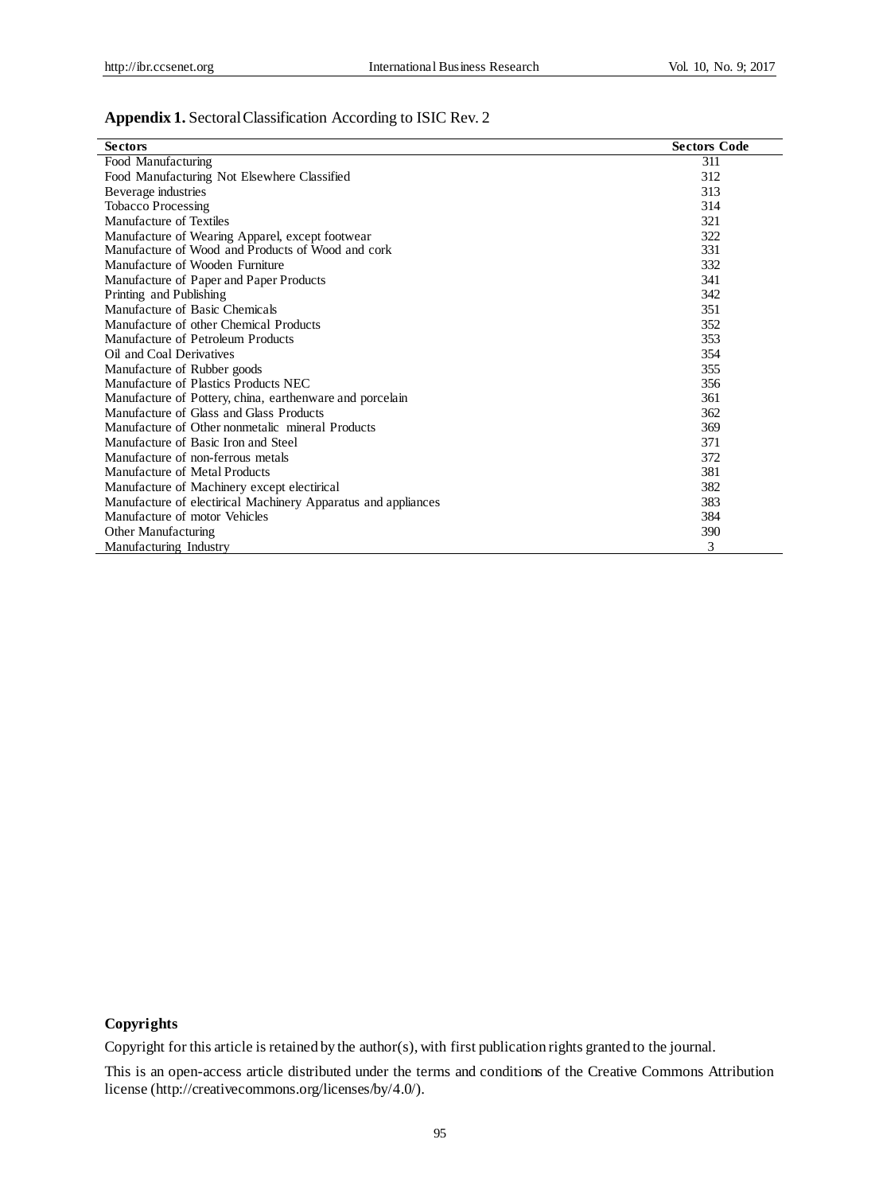**Appendix 1.** Sectoral Classification According to ISIC Rev. 2

| Sectors | Sectors Code |
| --- | --- |
| Food Manufacturing | 311 |
| Food Manufacturing Not Elsewhere Classified | 312 |
| Beverage industries | 313 |
| Tobacco Processing | 314 |
| Manufacture of Textiles | 321 |
| Manufacture of Wearing Apparel, except footwear | 322 |
| Manufacture of Wood and Products of Wood and cork | 331 |
| Manufacture of Wooden Furniture | 332 |
| Manufacture of Paper and Paper Products | 341 |
| Printing and Publishing | 342 |
| Manufacture of Basic Chemicals | 351 |
| Manufacture of other Chemical Products | 352 |
| Manufacture of Petroleum Products | 353 |
| Oil and Coal Derivatives | 354 |
| Manufacture of Rubber goods | 355 |
| Manufacture of Plastics Products NEC | 356 |
| Manufacture of Pottery, china, earthenware and porcelain | 361 |
| Manufacture of Glass and Glass Products | 362 |
| Manufacture of Other nonmetalic mineral Products | 369 |
| Manufacture of Basic Iron and Steel | 371 |
| Manufacture of non-ferrous metals | 372 |
| Manufacture of Metal Products | 381 |
| Manufacture of Machinery except electirical | 382 |
| Manufacture of electirical Machinery Apparatus and appliances | 383 |
| Manufacture of motor Vehicles | 384 |
| Other Manufacturing | 390 |
| Manufacturing Industry | 3 |

**Copyrights**

Copyright for this article is retained by the author(s), with first publication rights granted to the journal.

This is an open-access article distributed under the terms and conditions of the Creative Commons Attribution license (http://creativecommons.org/licenses/by/4.0/).